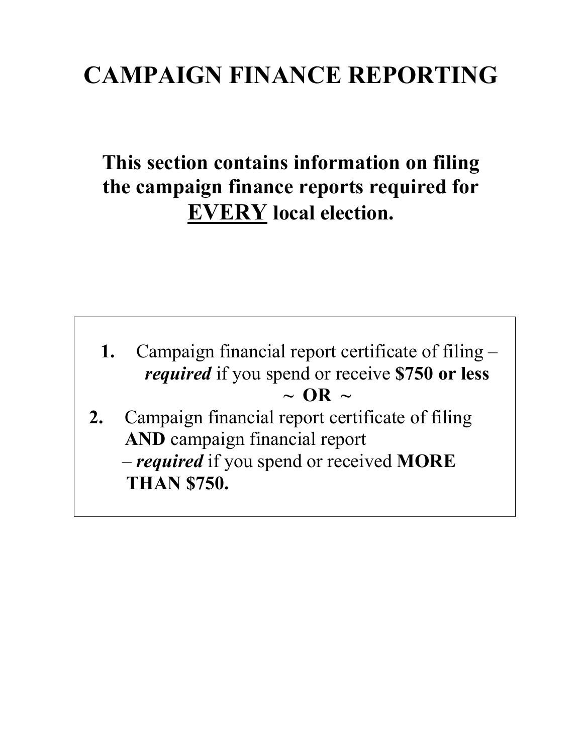# CAMPAIGN FINANCE REPORTING

## This section contains information on filing the campaign finance reports required for <u>EVERY</u> local election.

1. Campaign financial report certificate of filing – ***required*** if you spend or receive **$750 or less**

   **~ OR ~**

2. Campaign financial report certificate of filing **AND** campaign financial report – ***required*** if you spend or received **MORE THAN $750.**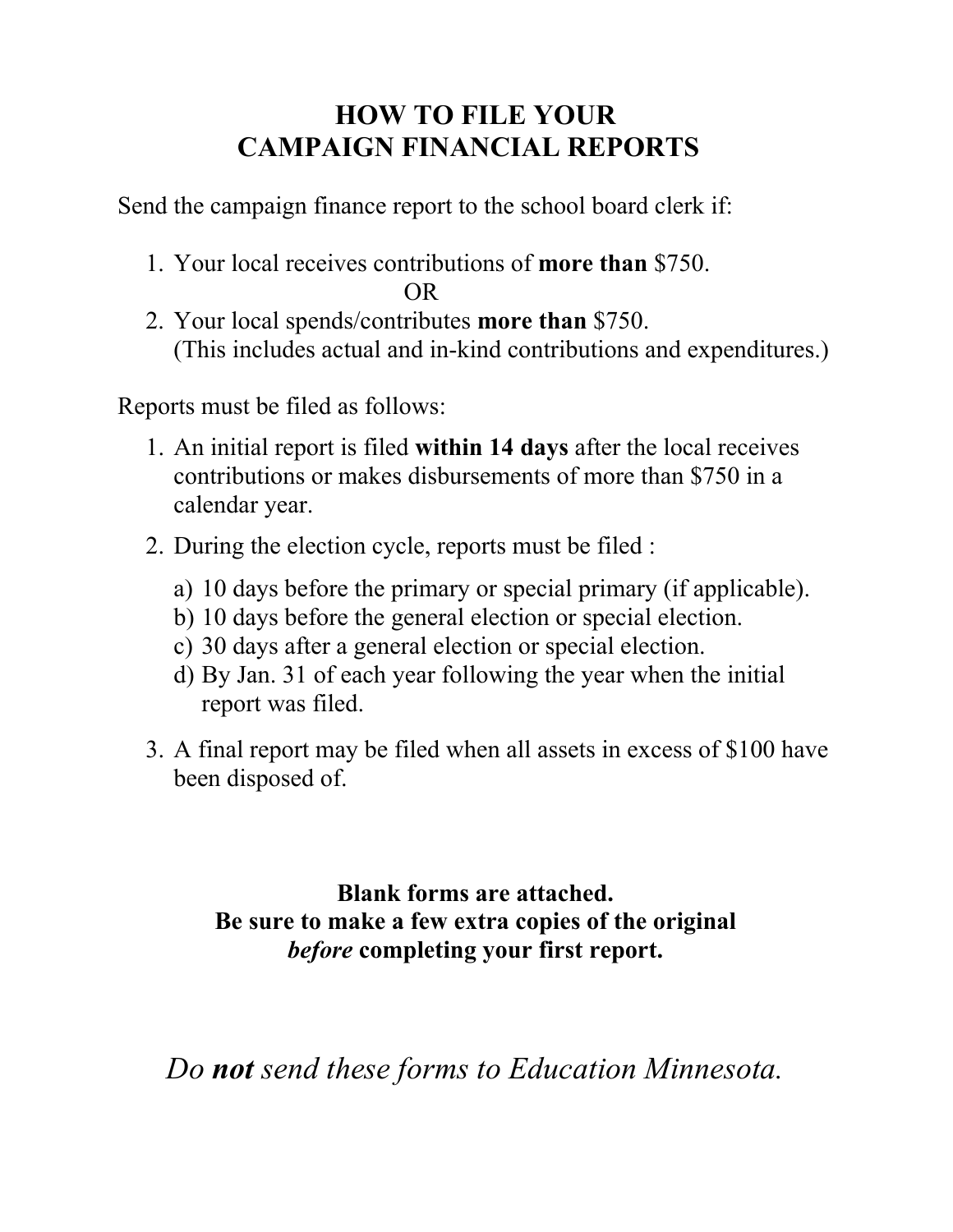# HOW TO FILE YOUR CAMPAIGN FINANCIAL REPORTS

Send the campaign finance report to the school board clerk if:

1. Your local receives contributions of **more than** $750.

   OR

2. Your local spends/contributes **more than** $750.
   (This includes actual and in-kind contributions and expenditures.)

Reports must be filed as follows:

1. An initial report is filed **within 14 days** after the local receives contributions or makes disbursements of more than $750 in a calendar year.
2. During the election cycle, reports must be filed :
   a) 10 days before the primary or special primary (if applicable).
   b) 10 days before the general election or special election.
   c) 30 days after a general election or special election.
   d) By Jan. 31 of each year following the year when the initial report was filed.
3. A final report may be filed when all assets in excess of $100 have been disposed of.

**Blank forms are attached.**
**Be sure to make a few extra copies of the original *before* completing your first report.**

*Do **not** send these forms to Education Minnesota.*